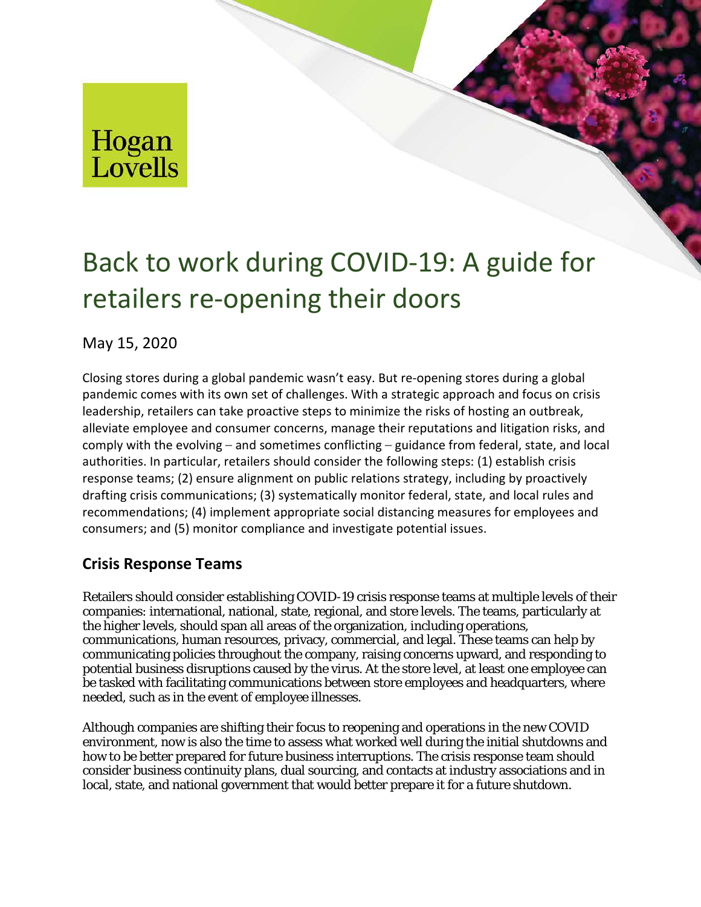Hogan Lovells

# Back to work during COVID-19: A guide for retailers re-opening their doors

May 15, 2020

Closing stores during a global pandemic wasn't easy. But re-opening stores during a global pandemic comes with its own set of challenges. With a strategic approach and focus on crisis leadership, retailers can take proactive steps to minimize the risks of hosting an outbreak, alleviate employee and consumer concerns, manage their reputations and litigation risks, and comply with the evolving – and sometimes conflicting – guidance from federal, state, and local authorities. In particular, retailers should consider the following steps: (1) establish crisis response teams; (2) ensure alignment on public relations strategy, including by proactively drafting crisis communications; (3) systematically monitor federal, state, and local rules and recommendations; (4) implement appropriate social distancing measures for employees and consumers; and (5) monitor compliance and investigate potential issues.

## Crisis Response Teams

Retailers should consider establishing COVID-19 crisis response teams at multiple levels of their companies: international, national, state, regional, and store levels. The teams, particularly at the higher levels, should span all areas of the organization, including operations, communications, human resources, privacy, commercial, and legal. These teams can help by communicating policies throughout the company, raising concerns upward, and responding to potential business disruptions caused by the virus. At the store level, at least one employee can be tasked with facilitating communications between store employees and headquarters, where needed, such as in the event of employee illnesses.

Although companies are shifting their focus to reopening and operations in the new COVID environment, now is also the time to assess what worked well during the initial shutdowns and how to be better prepared for future business interruptions. The crisis response team should consider business continuity plans, dual sourcing, and contacts at industry associations and in local, state, and national government that would better prepare it for a future shutdown.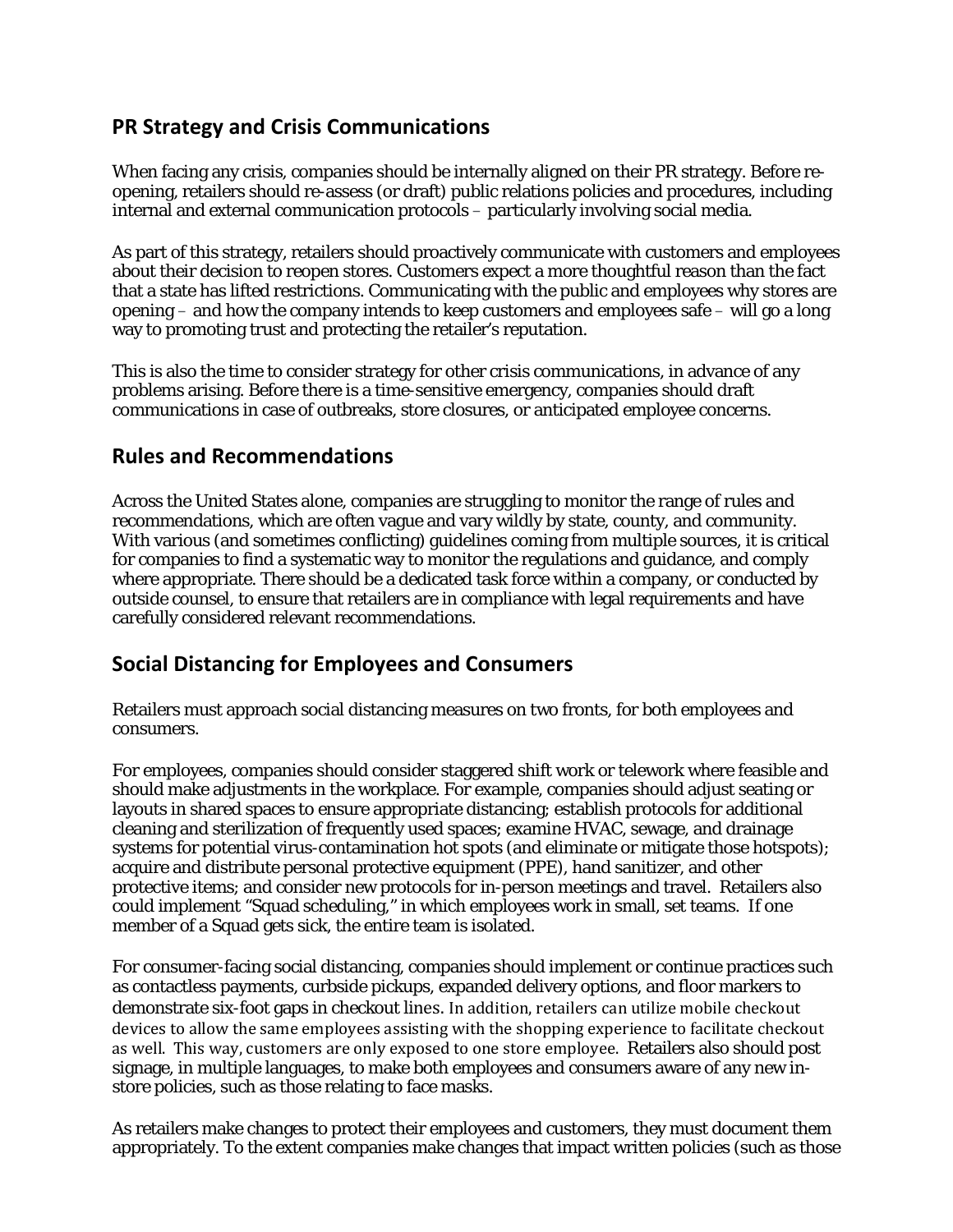## PR Strategy and Crisis Communications

When facing any crisis, companies should be internally aligned on their PR strategy. Before re-opening, retailers should re-assess (or draft) public relations policies and procedures, including internal and external communication protocols – particularly involving social media.

As part of this strategy, retailers should proactively communicate with customers and employees about their decision to reopen stores. Customers expect a more thoughtful reason than the fact that a state has lifted restrictions. Communicating with the public and employees why stores are opening – and how the company intends to keep customers and employees safe – will go a long way to promoting trust and protecting the retailer's reputation.

This is also the time to consider strategy for other crisis communications, in advance of any problems arising. Before there is a time-sensitive emergency, companies should draft communications in case of outbreaks, store closures, or anticipated employee concerns.

## Rules and Recommendations

Across the United States alone, companies are struggling to monitor the range of rules and recommendations, which are often vague and vary wildly by state, county, and community. With various (and sometimes conflicting) guidelines coming from multiple sources, it is critical for companies to find a systematic way to monitor the regulations and guidance, and comply where appropriate. There should be a dedicated task force within a company, or conducted by outside counsel, to ensure that retailers are in compliance with legal requirements and have carefully considered relevant recommendations.

## Social Distancing for Employees and Consumers

Retailers must approach social distancing measures on two fronts, for both employees and consumers.

For employees, companies should consider staggered shift work or telework where feasible and should make adjustments in the workplace. For example, companies should adjust seating or layouts in shared spaces to ensure appropriate distancing; establish protocols for additional cleaning and sterilization of frequently used spaces; examine HVAC, sewage, and drainage systems for potential virus-contamination hot spots (and eliminate or mitigate those hotspots); acquire and distribute personal protective equipment (PPE), hand sanitizer, and other protective items; and consider new protocols for in-person meetings and travel. Retailers also could implement "Squad scheduling," in which employees work in small, set teams. If one member of a Squad gets sick, the entire team is isolated.

For consumer-facing social distancing, companies should implement or continue practices such as contactless payments, curbside pickups, expanded delivery options, and floor markers to demonstrate six-foot gaps in checkout lines. In addition, retailers can utilize mobile checkout devices to allow the same employees assisting with the shopping experience to facilitate checkout as well. This way, customers are only exposed to one store employee. Retailers also should post signage, in multiple languages, to make both employees and consumers aware of any new in-store policies, such as those relating to face masks.

As retailers make changes to protect their employees and customers, they must document them appropriately. To the extent companies make changes that impact written policies (such as those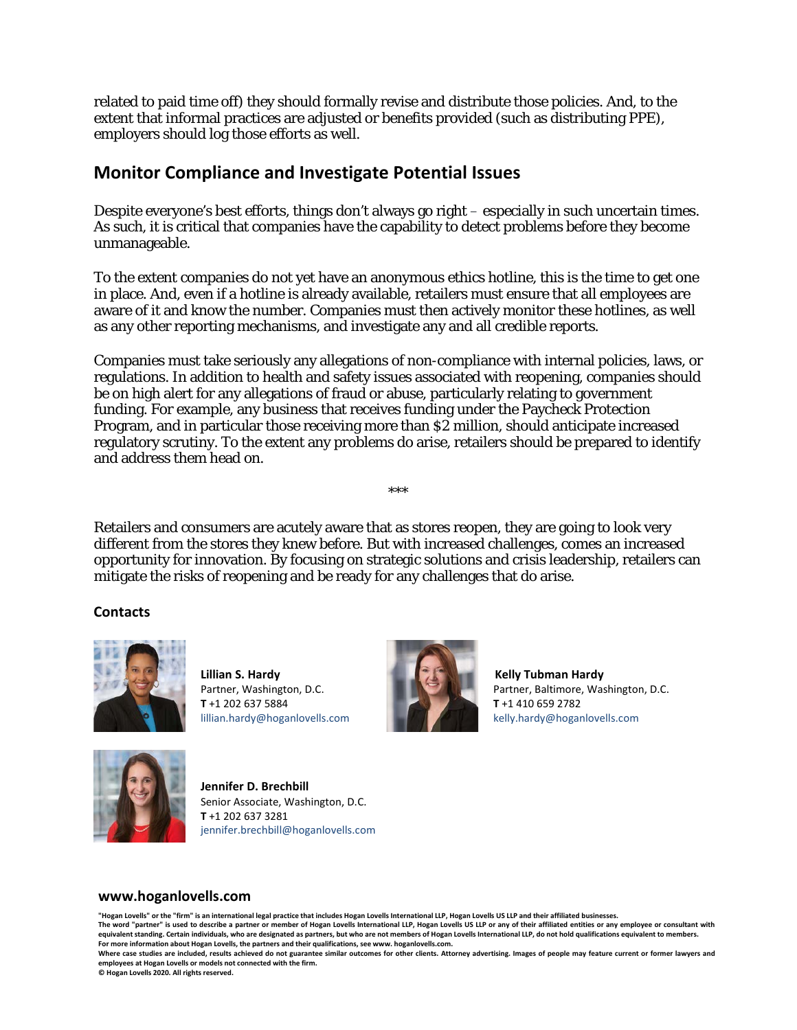related to paid time off) they should formally revise and distribute those policies. And, to the extent that informal practices are adjusted or benefits provided (such as distributing PPE), employers should log those efforts as well.

## Monitor Compliance and Investigate Potential Issues

Despite everyone's best efforts, things don't always go right – especially in such uncertain times. As such, it is critical that companies have the capability to detect problems before they become unmanageable.

To the extent companies do not yet have an anonymous ethics hotline, this is the time to get one in place. And, even if a hotline is already available, retailers must ensure that all employees are aware of it and know the number. Companies must then actively monitor these hotlines, as well as any other reporting mechanisms, and investigate any and all credible reports.

Companies must take seriously any allegations of non-compliance with internal policies, laws, or regulations. In addition to health and safety issues associated with reopening, companies should be on high alert for any allegations of fraud or abuse, particularly relating to government funding. For example, any business that receives funding under the Paycheck Protection Program, and in particular those receiving more than $2 million, should anticipate increased regulatory scrutiny. To the extent any problems do arise, retailers should be prepared to identify and address them head on.

***

Retailers and consumers are acutely aware that as stores reopen, they are going to look very different from the stores they knew before. But with increased challenges, comes an increased opportunity for innovation. By focusing on strategic solutions and crisis leadership, retailers can mitigate the risks of reopening and be ready for any challenges that do arise.

### Contacts

**Lillian S. Hardy**
Partner, Washington, D.C.
**T** +1 202 637 5884
lillian.hardy@hoganlovells.com

**Kelly Tubman Hardy**
Partner, Baltimore, Washington, D.C.
**T** +1 410 659 2782
kelly.hardy@hoganlovells.com

**Jennifer D. Brechbill**
Senior Associate, Washington, D.C.
**T** +1 202 637 3281
jennifer.brechbill@hoganlovells.com

**www.hoganlovells.com**

"Hogan Lovells" or the "firm" is an international legal practice that includes Hogan Lovells International LLP, Hogan Lovells US LLP and their affiliated businesses.
The word "partner" is used to describe a partner or member of Hogan Lovells International LLP, Hogan Lovells US LLP or any of their affiliated entities or any employee or consultant with equivalent standing. Certain individuals, who are designated as partners, but who are not members of Hogan Lovells International LLP, do not hold qualifications equivalent to members.
For more information about Hogan Lovells, the partners and their qualifications, see www. hoganlovells.com.
Where case studies are included, results achieved do not guarantee similar outcomes for other clients. Attorney advertising. Images of people may feature current or former lawyers and employees at Hogan Lovells or models not connected with the firm.
© Hogan Lovells 2020. All rights reserved.